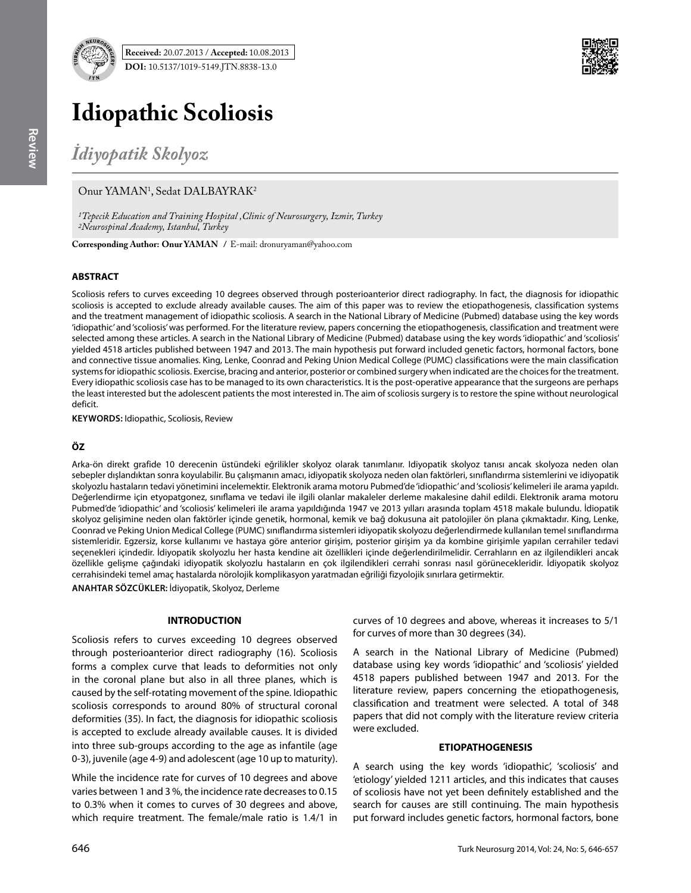**Received:** 20.07.2013 / **Accepted:** 10.08.2013

**DOI:** 10.5137/1019-5149.JTN.8838-13.0

# Idiopathic Scoliosis

## *İdiyopatik Skolyoz*

Onur YAMAN[1], Sedat DALBAYRAK[2]

*[1]Tepecik Education and Training Hospital ,Clinic of Neurosurgery, Izmir, Turkey*
*[2]Neurospinal Academy, Istanbul, Turkey*

**Corresponding Author: Onur YAMAN** / E-mail: dronuryaman@yahoo.com

### ABSTRACT

Scoliosis refers to curves exceeding 10 degrees observed through posterioanterior direct radiography. In fact, the diagnosis for idiopathic scoliosis is accepted to exclude already available causes. The aim of this paper was to review the etiopathogenesis, classification systems and the treatment management of idiopathic scoliosis. A search in the National Library of Medicine (Pubmed) database using the key words 'idiopathic' and 'scoliosis' was performed. For the literature review, papers concerning the etiopathogenesis, classification and treatment were selected among these articles. A search in the National Library of Medicine (Pubmed) database using the key words 'idiopathic' and 'scoliosis' yielded 4518 articles published between 1947 and 2013. The main hypothesis put forward included genetic factors, hormonal factors, bone and connective tissue anomalies. King, Lenke, Coonrad and Peking Union Medical College (PUMC) classifications were the main classification systems for idiopathic scoliosis. Exercise, bracing and anterior, posterior or combined surgery when indicated are the choices for the treatment. Every idiopathic scoliosis case has to be managed to its own characteristics. It is the post-operative appearance that the surgeons are perhaps the least interested but the adolescent patients the most interested in. The aim of scoliosis surgery is to restore the spine without neurological deficit.

**KEYWORDS:** Idiopathic, Scoliosis, Review

### ÖZ

Arka-ön direkt grafide 10 derecenin üstündeki eğrilikler skolyoz olarak tanımlanır. Idiyopatik skolyoz tanısı ancak skolyoza neden olan sebepler dışlandıktan sonra koyulabilir. Bu çalışmanın amacı, idiyopatik skolyoza neden olan faktörleri, sınıflandırma sistemlerini ve idiyopatik skolyozlu hastaların tedavi yönetimini incelemektir. Elektronik arama motoru Pubmed'de 'idiopathic' and 'scoliosis' kelimeleri ile arama yapıldı. Değerlendirme için etyopatgonez, sınıflama ve tedavi ile ilgili olanlar makaleler derleme makalesine dahil edildi. Elektronik arama motoru Pubmed'de 'idiopathic' and 'scoliosis' kelimeleri ile arama yapıldığında 1947 ve 2013 yılları arasında toplam 4518 makale bulundu. İdiopatik skolyoz gelişimine neden olan faktörler içinde genetik, hormonal, kemik ve bağ dokusuna ait patolojiler ön plana çıkmaktadır. King, Lenke, Coonrad ve Peking Union Medical College (PUMC) sınıflandırma sistemleri idiyopatik skolyozu değerlendirmede kullanılan temel sınıflandırma sistemleridir. Egzersiz, korse kullanımı ve hastaya göre anterior girişim, posterior girişim ya da kombine girişimle yapılan cerrahiler tedavi seçenekleri içindedir. İdiyopatik skolyozlu her hasta kendine ait özellikleri içinde değerlendirilmelidir. Cerrahların en az ilgilendikleri ancak özellikle gelişme çağındaki idiyopatik skolyozlu hastaların en çok ilgilendikleri cerrahi sonrası nasıl görünecekleridir. İdiyopatik skolyoz cerrahisindeki temel amaç hastalarda nörolojik komplikasyon yaratmadan eğriliği fizyolojik sınırlara getirmektir.

**ANAHTAR SÖZCÜKLER:** İdiyopatik, Skolyoz, Derleme

### INTRODUCTION

Scoliosis refers to curves exceeding 10 degrees observed through posterioanterior direct radiography (16). Scoliosis forms a complex curve that leads to deformities not only in the coronal plane but also in all three planes, which is caused by the self-rotating movement of the spine. Idiopathic scoliosis corresponds to around 80% of structural coronal deformities (35). In fact, the diagnosis for idiopathic scoliosis is accepted to exclude already available causes. It is divided into three sub-groups according to the age as infantile (age 0-3), juvenile (age 4-9) and adolescent (age 10 up to maturity).

While the incidence rate for curves of 10 degrees and above varies between 1 and 3 %, the incidence rate decreases to 0.15 to 0.3% when it comes to curves of 30 degrees and above, which require treatment. The female/male ratio is 1.4/1 in curves of 10 degrees and above, whereas it increases to 5/1 for curves of more than 30 degrees (34).

A search in the National Library of Medicine (Pubmed) database using key words 'idiopathic' and 'scoliosis' yielded 4518 papers published between 1947 and 2013. For the literature review, papers concerning the etiopathogenesis, classification and treatment were selected. A total of 348 papers that did not comply with the literature review criteria were excluded.

### ETIOPATHOGENESIS

A search using the key words 'idiopathic', 'scoliosis' and 'etiology' yielded 1211 articles, and this indicates that causes of scoliosis have not yet been definitely established and the search for causes are still continuing. The main hypothesis put forward includes genetic factors, hormonal factors, bone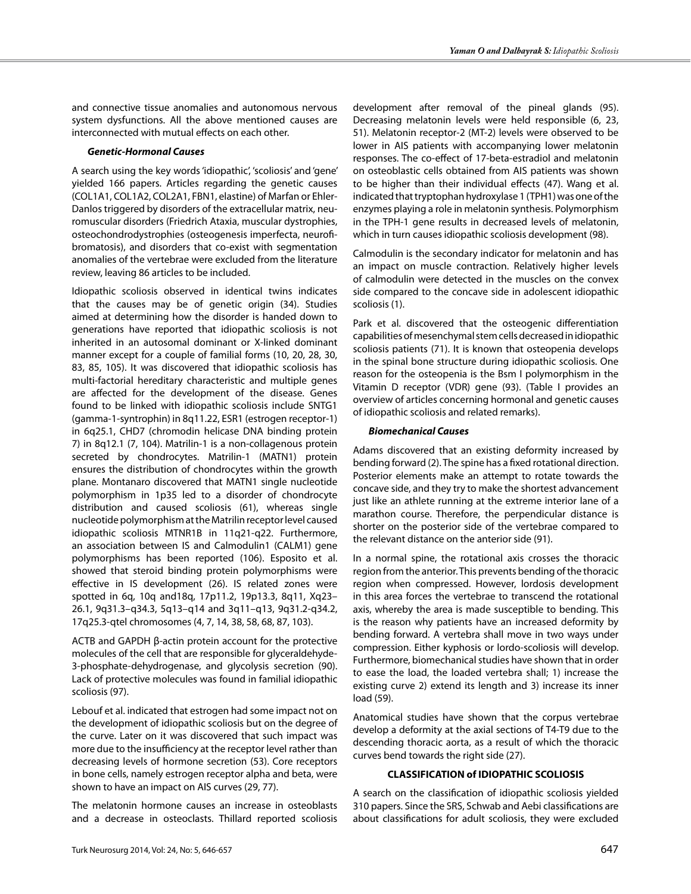and connective tissue anomalies and autonomous nervous system dysfunctions. All the above mentioned causes are interconnected with mutual effects on each other.

#### *Genetic-Hormonal Causes*

A search using the key words 'idiopathic', 'scoliosis' and 'gene' yielded 166 papers. Articles regarding the genetic causes (COL1A1, COL1A2, COL2A1, FBN1, elastine) of Marfan or Ehler-Danlos triggered by disorders of the extracellular matrix, neuromuscular disorders (Friedrich Ataxia, muscular dystrophies, osteochondrodystrophies (osteogenesis imperfecta, neurofibromatosis), and disorders that co-exist with segmentation anomalies of the vertebrae were excluded from the literature review, leaving 86 articles to be included.

Idiopathic scoliosis observed in identical twins indicates that the causes may be of genetic origin (34). Studies aimed at determining how the disorder is handed down to generations have reported that idiopathic scoliosis is not inherited in an autosomal dominant or X-linked dominant manner except for a couple of familial forms (10, 20, 28, 30, 83, 85, 105). It was discovered that idiopathic scoliosis has multi-factorial hereditary characteristic and multiple genes are affected for the development of the disease. Genes found to be linked with idiopathic scoliosis include SNTG1 (gamma-1-syntrophin) in 8q11.22, ESR1 (estrogen receptor-1) in 6q25.1, CHD7 (chromodin helicase DNA binding protein 7) in 8q12.1 (7, 104). Matrilin-1 is a non-collagenous protein secreted by chondrocytes. Matrilin-1 (MATN1) protein ensures the distribution of chondrocytes within the growth plane. Montanaro discovered that MATN1 single nucleotide polymorphism in 1p35 led to a disorder of chondrocyte distribution and caused scoliosis (61), whereas single nucleotide polymorphism at the Matrilin receptor level caused idiopathic scoliosis MTNR1B in 11q21-q22. Furthermore, an association between IS and Calmodulin1 (CALM1) gene polymorphisms has been reported (106). Esposito et al. showed that steroid binding protein polymorphisms were effective in IS development (26). IS related zones were spotted in 6q, 10q and18q, 17p11.2, 19p13.3, 8q11, Xq23–26.1, 9q31.3–q34.3, 5q13–q14 and 3q11–q13, 9q31.2-q34.2, 17q25.3-qtel chromosomes (4, 7, 14, 38, 58, 68, 87, 103).

ACTB and GAPDH β-actin protein account for the protective molecules of the cell that are responsible for glyceraldehyde-3-phosphate-dehydrogenase, and glycolysis secretion (90). Lack of protective molecules was found in familial idiopathic scoliosis (97).

Lebouf et al. indicated that estrogen had some impact not on the development of idiopathic scoliosis but on the degree of the curve. Later on it was discovered that such impact was more due to the insufficiency at the receptor level rather than decreasing levels of hormone secretion (53). Core receptors in bone cells, namely estrogen receptor alpha and beta, were shown to have an impact on AIS curves (29, 77).

The melatonin hormone causes an increase in osteoblasts and a decrease in osteoclasts. Thillard reported scoliosis development after removal of the pineal glands (95). Decreasing melatonin levels were held responsible (6, 23, 51). Melatonin receptor-2 (MT-2) levels were observed to be lower in AIS patients with accompanying lower melatonin responses. The co-effect of 17-beta-estradiol and melatonin on osteoblastic cells obtained from AIS patients was shown to be higher than their individual effects (47). Wang et al. indicated that tryptophan hydroxylase 1 (TPH1) was one of the enzymes playing a role in melatonin synthesis. Polymorphism in the TPH-1 gene results in decreased levels of melatonin, which in turn causes idiopathic scoliosis development (98).

Calmodulin is the secondary indicator for melatonin and has an impact on muscle contraction. Relatively higher levels of calmodulin were detected in the muscles on the convex side compared to the concave side in adolescent idiopathic scoliosis (1).

Park et al. discovered that the osteogenic differentiation capabilities of mesenchymal stem cells decreased in idiopathic scoliosis patients (71). It is known that osteopenia develops in the spinal bone structure during idiopathic scoliosis. One reason for the osteopenia is the Bsm I polymorphism in the Vitamin D receptor (VDR) gene (93). (Table I provides an overview of articles concerning hormonal and genetic causes of idiopathic scoliosis and related remarks).

#### *Biomechanical Causes*

Adams discovered that an existing deformity increased by bending forward (2). The spine has a fixed rotational direction. Posterior elements make an attempt to rotate towards the concave side, and they try to make the shortest advancement just like an athlete running at the extreme interior lane of a marathon course. Therefore, the perpendicular distance is shorter on the posterior side of the vertebrae compared to the relevant distance on the anterior side (91).

In a normal spine, the rotational axis crosses the thoracic region from the anterior. This prevents bending of the thoracic region when compressed. However, lordosis development in this area forces the vertebrae to transcend the rotational axis, whereby the area is made susceptible to bending. This is the reason why patients have an increased deformity by bending forward. A vertebra shall move in two ways under compression. Either kyphosis or lordo-scoliosis will develop. Furthermore, biomechanical studies have shown that in order to ease the load, the loaded vertebra shall; 1) increase the existing curve 2) extend its length and 3) increase its inner load (59).

Anatomical studies have shown that the corpus vertebrae develop a deformity at the axial sections of T4-T9 due to the descending thoracic aorta, as a result of which the thoracic curves bend towards the right side (27).

### CLASSIFICATION of IDIOPATHIC SCOLIOSIS

A search on the classification of idiopathic scoliosis yielded 310 papers. Since the SRS, Schwab and Aebi classifications are about classifications for adult scoliosis, they were excluded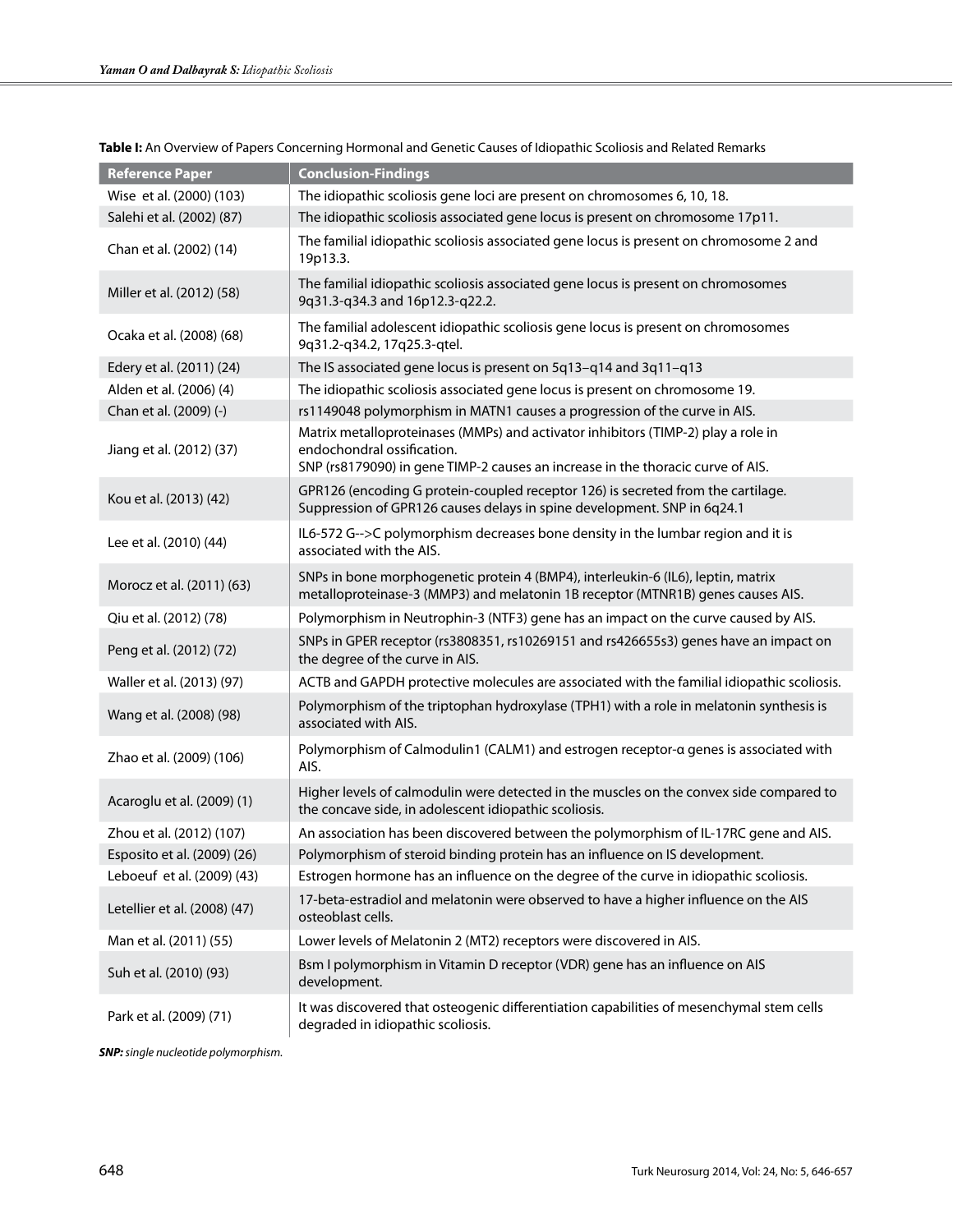**Table I:** An Overview of Papers Concerning Hormonal and Genetic Causes of Idiopathic Scoliosis and Related Remarks

| Reference Paper | Conclusion-Findings |
|---|---|
| Wise et al. (2000) (103) | The idiopathic scoliosis gene loci are present on chromosomes 6, 10, 18. |
| Salehi et al. (2002) (87) | The idiopathic scoliosis associated gene locus is present on chromosome 17p11. |
| Chan et al. (2002) (14) | The familial idiopathic scoliosis associated gene locus is present on chromosome 2 and 19p13.3. |
| Miller et al. (2012) (58) | The familial idiopathic scoliosis associated gene locus is present on chromosomes 9q31.3-q34.3 and 16p12.3-q22.2. |
| Ocaka et al. (2008) (68) | The familial adolescent idiopathic scoliosis gene locus is present on chromosomes 9q31.2-q34.2, 17q25.3-qtel. |
| Edery et al. (2011) (24) | The IS associated gene locus is present on 5q13–q14 and 3q11–q13 |
| Alden et al. (2006) (4) | The idiopathic scoliosis associated gene locus is present on chromosome 19. |
| Chan et al. (2009) (-) | rs1149048 polymorphism in MATN1 causes a progression of the curve in AIS. |
| Jiang et al. (2012) (37) | Matrix metalloproteinases (MMPs) and activator inhibitors (TIMP-2) play a role in endochondral ossification.<br>SNP (rs8179090) in gene TIMP-2 causes an increase in the thoracic curve of AIS. |
| Kou et al. (2013) (42) | GPR126 (encoding G protein-coupled receptor 126) is secreted from the cartilage. Suppression of GPR126 causes delays in spine development. SNP in 6q24.1 |
| Lee et al. (2010) (44) | IL6-572 G-->C polymorphism decreases bone density in the lumbar region and it is associated with the AIS. |
| Morocz et al. (2011) (63) | SNPs in bone morphogenetic protein 4 (BMP4), interleukin-6 (IL6), leptin, matrix metalloproteinase-3 (MMP3) and melatonin 1B receptor (MTNR1B) genes causes AIS. |
| Qiu et al. (2012) (78) | Polymorphism in Neutrophin-3 (NTF3) gene has an impact on the curve caused by AIS. |
| Peng et al. (2012) (72) | SNPs in GPER receptor (rs3808351, rs10269151 and rs426655s3) genes have an impact on the degree of the curve in AIS. |
| Waller et al. (2013) (97) | ACTB and GAPDH protective molecules are associated with the familial idiopathic scoliosis. |
| Wang et al. (2008) (98) | Polymorphism of the triptophan hydroxylase (TPH1) with a role in melatonin synthesis is associated with AIS. |
| Zhao et al. (2009) (106) | Polymorphism of Calmodulin1 (CALM1) and estrogen receptor-α genes is associated with AIS. |
| Acaroglu et al. (2009) (1) | Higher levels of calmodulin were detected in the muscles on the convex side compared to the concave side, in adolescent idiopathic scoliosis. |
| Zhou et al. (2012) (107) | An association has been discovered between the polymorphism of IL-17RC gene and AIS. |
| Esposito et al. (2009) (26) | Polymorphism of steroid binding protein has an influence on IS development. |
| Leboeuf et al. (2009) (43) | Estrogen hormone has an influence on the degree of the curve in idiopathic scoliosis. |
| Letellier et al. (2008) (47) | 17-beta-estradiol and melatonin were observed to have a higher influence on the AIS osteoblast cells. |
| Man et al. (2011) (55) | Lower levels of Melatonin 2 (MT2) receptors were discovered in AIS. |
| Suh et al. (2010) (93) | Bsm I polymorphism in Vitamin D receptor (VDR) gene has an influence on AIS development. |
| Park et al. (2009) (71) | It was discovered that osteogenic differentiation capabilities of mesenchymal stem cells degraded in idiopathic scoliosis. |

***SNP:** single nucleotide polymorphism.*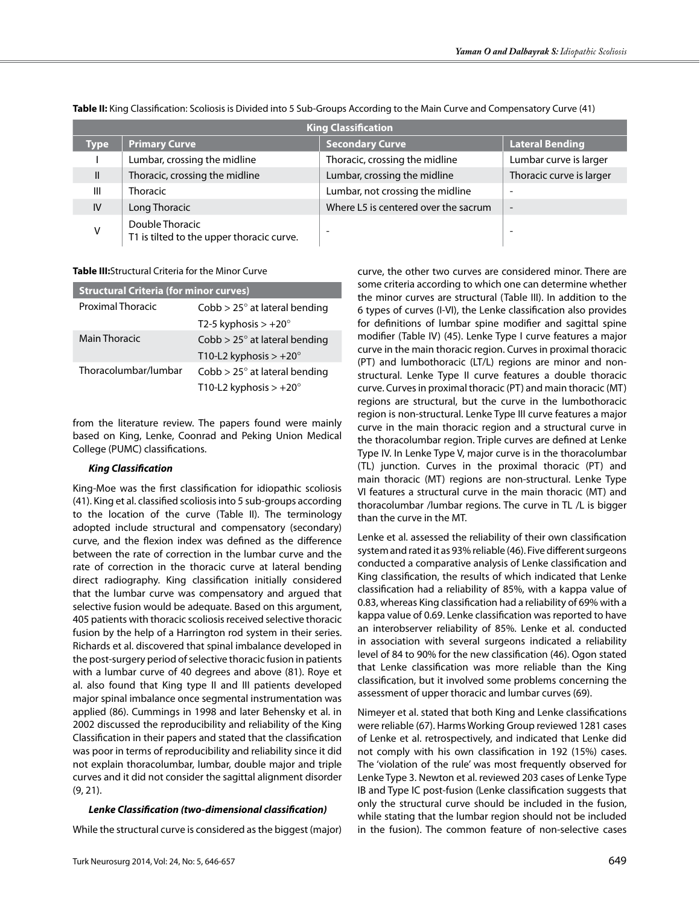**Table II:** King Classification: Scoliosis is Divided into 5 Sub-Groups According to the Main Curve and Compensatory Curve (41)

| King Classification | | | |
|---|---|---|---|
| **Type** | **Primary Curve** | **Secondary Curve** | **Lateral Bending** |
| I | Lumbar, crossing the midline | Thoracic, crossing the midline | Lumbar curve is larger |
| II | Thoracic, crossing the midline | Lumbar, crossing the midline | Thoracic curve is larger |
| III | Thoracic | Lumbar, not crossing the midline | - |
| IV | Long Thoracic | Where L5 is centered over the sacrum | - |
| V | Double Thoracic<br>T1 is tilted to the upper thoracic curve. | - | - |

**Table III:** Structural Criteria for the Minor Curve

| Structural Criteria (for minor curves) | |
|---|---|
| Proximal Thoracic | Cobb > 25° at lateral bending |
| | T2-5 kyphosis > +20° |
| Main Thoracic | Cobb > 25° at lateral bending |
| | T10-L2 kyphosis > +20° |
| Thoracolumbar/lumbar | Cobb > 25° at lateral bending |
| | T10-L2 kyphosis > +20° |

from the literature review. The papers found were mainly based on King, Lenke, Coonrad and Peking Union Medical College (PUMC) classifications.

### *King Classification*

King-Moe was the first classification for idiopathic scoliosis (41). King et al. classified scoliosis into 5 sub-groups according to the location of the curve (Table II). The terminology adopted include structural and compensatory (secondary) curve, and the flexion index was defined as the difference between the rate of correction in the lumbar curve and the rate of correction in the thoracic curve at lateral bending direct radiography. King classification initially considered that the lumbar curve was compensatory and argued that selective fusion would be adequate. Based on this argument, 405 patients with thoracic scoliosis received selective thoracic fusion by the help of a Harrington rod system in their series. Richards et al. discovered that spinal imbalance developed in the post-surgery period of selective thoracic fusion in patients with a lumbar curve of 40 degrees and above (81). Roye et al. also found that King type II and III patients developed major spinal imbalance once segmental instrumentation was applied (86). Cummings in 1998 and later Behensky et al. in 2002 discussed the reproducibility and reliability of the King Classification in their papers and stated that the classification was poor in terms of reproducibility and reliability since it did not explain thoracolumbar, lumbar, double major and triple curves and it did not consider the sagittal alignment disorder (9, 21).

### *Lenke Classification (two-dimensional classification)*

While the structural curve is considered as the biggest (major) curve, the other two curves are considered minor. There are some criteria according to which one can determine whether the minor curves are structural (Table III). In addition to the 6 types of curves (I-VI), the Lenke classification also provides for definitions of lumbar spine modifier and sagittal spine modifier (Table IV) (45). Lenke Type I curve features a major curve in the main thoracic region. Curves in proximal thoracic (PT) and lumbothoracic (LT/L) regions are minor and non-structural. Lenke Type II curve features a double thoracic curve. Curves in proximal thoracic (PT) and main thoracic (MT) regions are structural, but the curve in the lumbothoracic region is non-structural. Lenke Type III curve features a major curve in the main thoracic region and a structural curve in the thoracolumbar region. Triple curves are defined at Lenke Type IV. In Lenke Type V, major curve is in the thoracolumbar (TL) junction. Curves in the proximal thoracic (PT) and main thoracic (MT) regions are non-structural. Lenke Type VI features a structural curve in the main thoracic (MT) and thoracolumbar /lumbar regions. The curve in TL /L is bigger than the curve in the MT.

Lenke et al. assessed the reliability of their own classification system and rated it as 93% reliable (46). Five different surgeons conducted a comparative analysis of Lenke classification and King classification, the results of which indicated that Lenke classification had a reliability of 85%, with a kappa value of 0.83, whereas King classification had a reliability of 69% with a kappa value of 0.69. Lenke classification was reported to have an interobserver reliability of 85%. Lenke et al. conducted in association with several surgeons indicated a reliability level of 84 to 90% for the new classification (46). Ogon stated that Lenke classification was more reliable than the King classification, but it involved some problems concerning the assessment of upper thoracic and lumbar curves (69).

Nimeyer et al. stated that both King and Lenke classifications were reliable (67). Harms Working Group reviewed 1281 cases of Lenke et al. retrospectively, and indicated that Lenke did not comply with his own classification in 192 (15%) cases. The 'violation of the rule' was most frequently observed for Lenke Type 3. Newton et al. reviewed 203 cases of Lenke Type IB and Type IC post-fusion (Lenke classification suggests that only the structural curve should be included in the fusion, while stating that the lumbar region should not be included in the fusion). The common feature of non-selective cases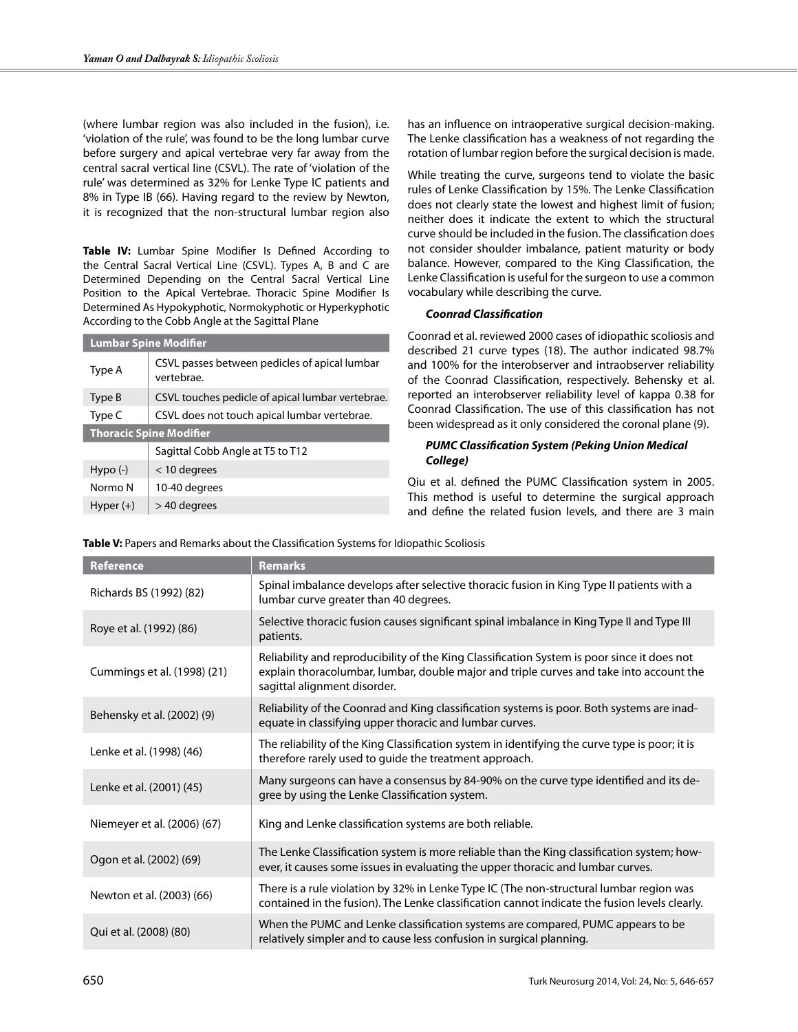(where lumbar region was also included in the fusion), i.e. 'violation of the rule', was found to be the long lumbar curve before surgery and apical vertebrae very far away from the central sacral vertical line (CSVL). The rate of 'violation of the rule' was determined as 32% for Lenke Type IC patients and 8% in Type IB (66). Having regard to the review by Newton, it is recognized that the non-structural lumbar region also has an influence on intraoperative surgical decision-making. The Lenke classification has a weakness of not regarding the rotation of lumbar region before the surgical decision is made.

**Table IV:** Lumbar Spine Modifier Is Defined According to the Central Sacral Vertical Line (CSVL). Types A, B and C are Determined Depending on the Central Sacral Vertical Line Position to the Apical Vertebrae. Thoracic Spine Modifier Is Determined As Hypokyphotic, Normokyphotic or Hyperkyphotic According to the Cobb Angle at the Sagittal Plane

| **Lumbar Spine Modifier** | |
|---|---|
| Type A | CSVL passes between pedicles of apical lumbar vertebrae. |
| Type B | CSVL touches pedicle of apical lumbar vertebrae. |
| Type C | CSVL does not touch apical lumbar vertebrae. |
| **Thoracic Spine Modifier** | |
| | Sagittal Cobb Angle at T5 to T12 |
| Hypo (-) | < 10 degrees |
| Normo N | 10-40 degrees |
| Hyper (+) | > 40 degrees |

While treating the curve, surgeons tend to violate the basic rules of Lenke Classification by 15%. The Lenke Classification does not clearly state the lowest and highest limit of fusion; neither does it indicate the extent to which the structural curve should be included in the fusion. The classification does not consider shoulder imbalance, patient maturity or body balance. However, compared to the King Classification, the Lenke Classification is useful for the surgeon to use a common vocabulary while describing the curve.

#### *Coonrad Classification*

Coonrad et al. reviewed 2000 cases of idiopathic scoliosis and described 21 curve types (18). The author indicated 98.7% and 100% for the interobserver and intraobserver reliability of the Coonrad Classification, respectively. Behensky et al. reported an interobserver reliability level of kappa 0.38 for Coonrad Classification. The use of this classification has not been widespread as it only considered the coronal plane (9).

#### *PUMC Classification System (Peking Union Medical College)*

Qiu et al. defined the PUMC Classification system in 2005. This method is useful to determine the surgical approach and define the related fusion levels, and there are 3 main

**Table V:** Papers and Remarks about the Classification Systems for Idiopathic Scoliosis

| Reference | Remarks |
|---|---|
| Richards BS (1992) (82) | Spinal imbalance develops after selective thoracic fusion in King Type II patients with a lumbar curve greater than 40 degrees. |
| Roye et al. (1992) (86) | Selective thoracic fusion causes significant spinal imbalance in King Type II and Type III patients. |
| Cummings et al. (1998) (21) | Reliability and reproducibility of the King Classification System is poor since it does not explain thoracolumbar, lumbar, double major and triple curves and take into account the sagittal alignment disorder. |
| Behensky et al. (2002) (9) | Reliability of the Coonrad and King classification systems is poor. Both systems are inadequate in classifying upper thoracic and lumbar curves. |
| Lenke et al. (1998) (46) | The reliability of the King Classification system in identifying the curve type is poor; it is therefore rarely used to guide the treatment approach. |
| Lenke et al. (2001) (45) | Many surgeons can have a consensus by 84-90% on the curve type identified and its degree by using the Lenke Classification system. |
| Niemeyer et al. (2006) (67) | King and Lenke classification systems are both reliable. |
| Ogon et al. (2002) (69) | The Lenke Classification system is more reliable than the King classification system; however, it causes some issues in evaluating the upper thoracic and lumbar curves. |
| Newton et al. (2003) (66) | There is a rule violation by 32% in Lenke Type IC (The non-structural lumbar region was contained in the fusion). The Lenke classification cannot indicate the fusion levels clearly. |
| Qui et al. (2008) (80) | When the PUMC and Lenke classification systems are compared, PUMC appears to be relatively simpler and to cause less confusion in surgical planning. |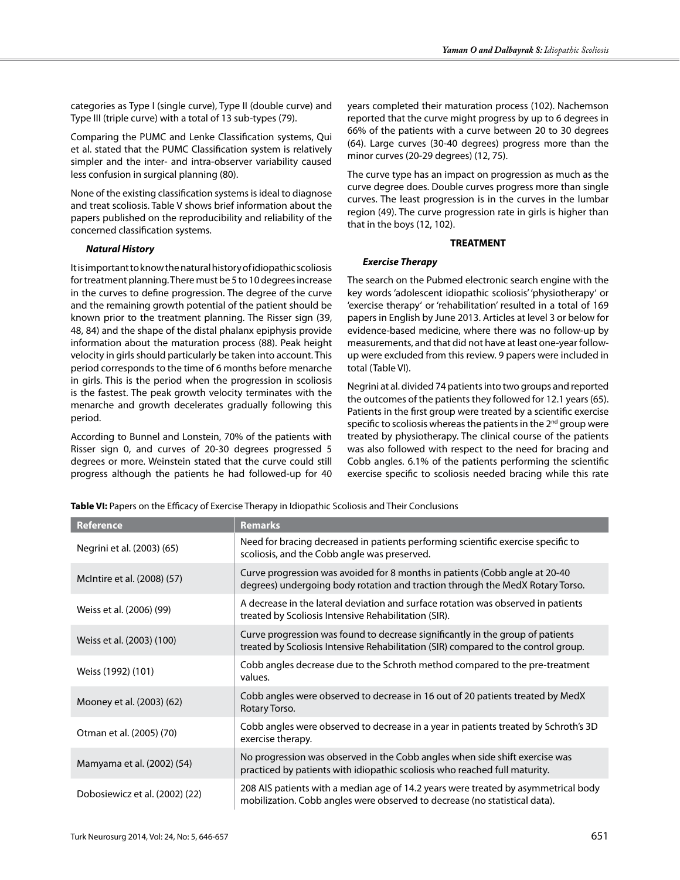categories as Type I (single curve), Type II (double curve) and Type III (triple curve) with a total of 13 sub-types (79).

Comparing the PUMC and Lenke Classification systems, Qui et al. stated that the PUMC Classification system is relatively simpler and the inter- and intra-observer variability caused less confusion in surgical planning (80).

None of the existing classification systems is ideal to diagnose and treat scoliosis. Table V shows brief information about the papers published on the reproducibility and reliability of the concerned classification systems.

### *Natural History*

It is important to know the natural history of idiopathic scoliosis for treatment planning. There must be 5 to 10 degrees increase in the curves to define progression. The degree of the curve and the remaining growth potential of the patient should be known prior to the treatment planning. The Risser sign (39, 48, 84) and the shape of the distal phalanx epiphysis provide information about the maturation process (88). Peak height velocity in girls should particularly be taken into account. This period corresponds to the time of 6 months before menarche in girls. This is the period when the progression in scoliosis is the fastest. The peak growth velocity terminates with the menarche and growth decelerates gradually following this period.

According to Bunnel and Lonstein, 70% of the patients with Risser sign 0, and curves of 20-30 degrees progressed 5 degrees or more. Weinstein stated that the curve could still progress although the patients he had followed-up for 40 years completed their maturation process (102). Nachemson reported that the curve might progress by up to 6 degrees in 66% of the patients with a curve between 20 to 30 degrees (64). Large curves (30-40 degrees) progress more than the minor curves (20-29 degrees) (12, 75).

The curve type has an impact on progression as much as the curve degree does. Double curves progress more than single curves. The least progression is in the curves in the lumbar region (49). The curve progression rate in girls is higher than that in the boys (12, 102).

## TREATMENT

### *Exercise Therapy*

The search on the Pubmed electronic search engine with the key words 'adolescent idiopathic scoliosis' 'physiotherapy' or 'exercise therapy' or 'rehabilitation' resulted in a total of 169 papers in English by June 2013. Articles at level 3 or below for evidence-based medicine, where there was no follow-up by measurements, and that did not have at least one-year follow-up were excluded from this review. 9 papers were included in total (Table VI).

Negrini at al. divided 74 patients into two groups and reported the outcomes of the patients they followed for 12.1 years (65). Patients in the first group were treated by a scientific exercise specific to scoliosis whereas the patients in the 2nd group were treated by physiotherapy. The clinical course of the patients was also followed with respect to the need for bracing and Cobb angles. 6.1% of the patients performing the scientific exercise specific to scoliosis needed bracing while this rate

**Table VI:** Papers on the Efficacy of Exercise Therapy in Idiopathic Scoliosis and Their Conclusions

| Reference | Remarks |
|---|---|
| Negrini et al. (2003) (65) | Need for bracing decreased in patients performing scientific exercise specific to scoliosis, and the Cobb angle was preserved. |
| McIntire et al. (2008) (57) | Curve progression was avoided for 8 months in patients (Cobb angle at 20-40 degrees) undergoing body rotation and traction through the MedX Rotary Torso. |
| Weiss et al. (2006) (99) | A decrease in the lateral deviation and surface rotation was observed in patients treated by Scoliosis Intensive Rehabilitation (SIR). |
| Weiss et al. (2003) (100) | Curve progression was found to decrease significantly in the group of patients treated by Scoliosis Intensive Rehabilitation (SIR) compared to the control group. |
| Weiss (1992) (101) | Cobb angles decrease due to the Schroth method compared to the pre-treatment values. |
| Mooney et al. (2003) (62) | Cobb angles were observed to decrease in 16 out of 20 patients treated by MedX Rotary Torso. |
| Otman et al. (2005) (70) | Cobb angles were observed to decrease in a year in patients treated by Schroth's 3D exercise therapy. |
| Mamyama et al. (2002) (54) | No progression was observed in the Cobb angles when side shift exercise was practiced by patients with idiopathic scoliosis who reached full maturity. |
| Dobosiewicz et al. (2002) (22) | 208 AIS patients with a median age of 14.2 years were treated by asymmetrical body mobilization. Cobb angles were observed to decrease (no statistical data). |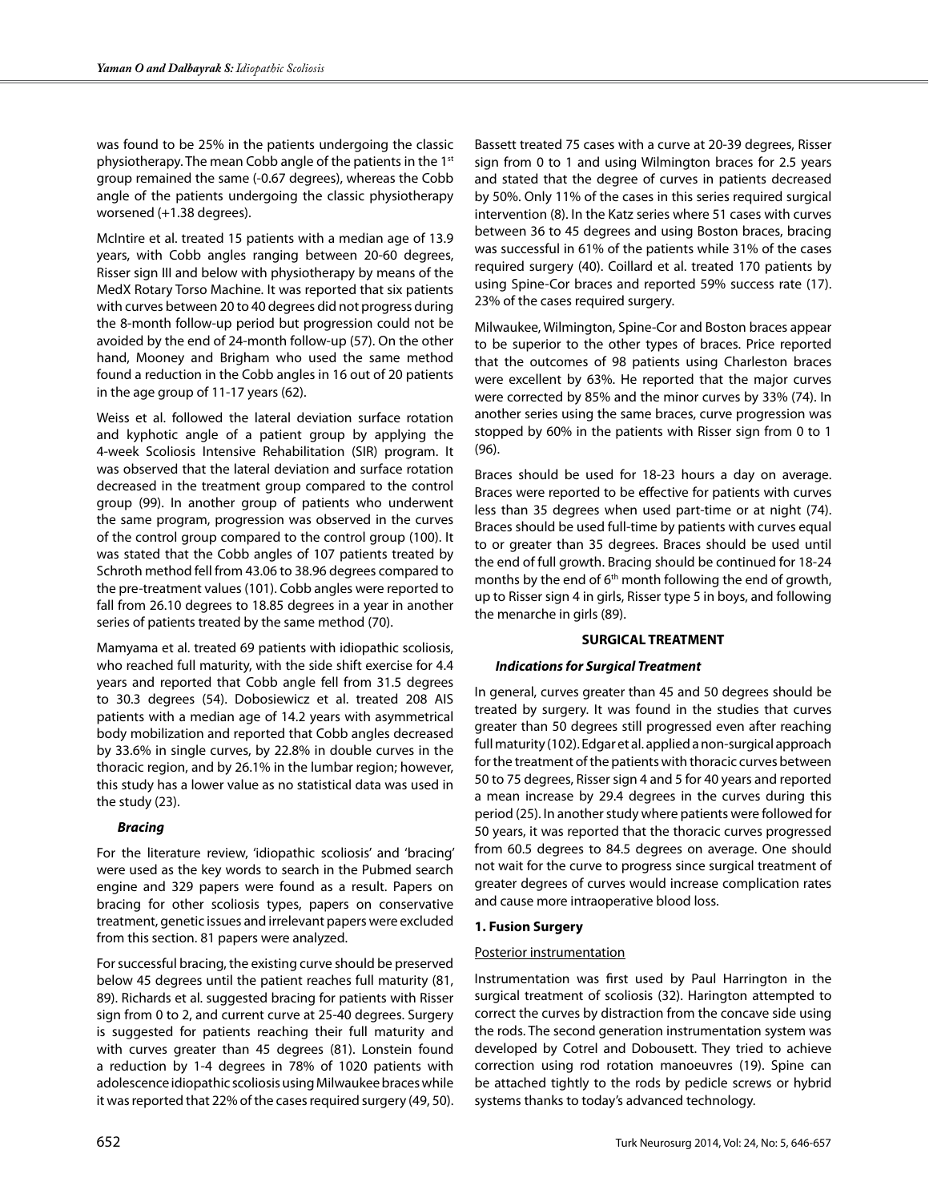was found to be 25% in the patients undergoing the classic physiotherapy. The mean Cobb angle of the patients in the 1st group remained the same (-0.67 degrees), whereas the Cobb angle of the patients undergoing the classic physiotherapy worsened (+1.38 degrees).

McIntire et al. treated 15 patients with a median age of 13.9 years, with Cobb angles ranging between 20-60 degrees, Risser sign III and below with physiotherapy by means of the MedX Rotary Torso Machine. It was reported that six patients with curves between 20 to 40 degrees did not progress during the 8-month follow-up period but progression could not be avoided by the end of 24-month follow-up (57). On the other hand, Mooney and Brigham who used the same method found a reduction in the Cobb angles in 16 out of 20 patients in the age group of 11-17 years (62).

Weiss et al. followed the lateral deviation surface rotation and kyphotic angle of a patient group by applying the 4-week Scoliosis Intensive Rehabilitation (SIR) program. It was observed that the lateral deviation and surface rotation decreased in the treatment group compared to the control group (99). In another group of patients who underwent the same program, progression was observed in the curves of the control group compared to the control group (100). It was stated that the Cobb angles of 107 patients treated by Schroth method fell from 43.06 to 38.96 degrees compared to the pre-treatment values (101). Cobb angles were reported to fall from 26.10 degrees to 18.85 degrees in a year in another series of patients treated by the same method (70).

Mamyama et al. treated 69 patients with idiopathic scoliosis, who reached full maturity, with the side shift exercise for 4.4 years and reported that Cobb angle fell from 31.5 degrees to 30.3 degrees (54). Dobosiewicz et al. treated 208 AIS patients with a median age of 14.2 years with asymmetrical body mobilization and reported that Cobb angles decreased by 33.6% in single curves, by 22.8% in double curves in the thoracic region, and by 26.1% in the lumbar region; however, this study has a lower value as no statistical data was used in the study (23).

### *Bracing*

For the literature review, 'idiopathic scoliosis' and 'bracing' were used as the key words to search in the Pubmed search engine and 329 papers were found as a result. Papers on bracing for other scoliosis types, papers on conservative treatment, genetic issues and irrelevant papers were excluded from this section. 81 papers were analyzed.

For successful bracing, the existing curve should be preserved below 45 degrees until the patient reaches full maturity (81, 89). Richards et al. suggested bracing for patients with Risser sign from 0 to 2, and current curve at 25-40 degrees. Surgery is suggested for patients reaching their full maturity and with curves greater than 45 degrees (81). Lonstein found a reduction by 1-4 degrees in 78% of 1020 patients with adolescence idiopathic scoliosis using Milwaukee braces while it was reported that 22% of the cases required surgery (49, 50). Bassett treated 75 cases with a curve at 20-39 degrees, Risser sign from 0 to 1 and using Wilmington braces for 2.5 years and stated that the degree of curves in patients decreased by 50%. Only 11% of the cases in this series required surgical intervention (8). In the Katz series where 51 cases with curves between 36 to 45 degrees and using Boston braces, bracing was successful in 61% of the patients while 31% of the cases required surgery (40). Coillard et al. treated 170 patients by using Spine-Cor braces and reported 59% success rate (17). 23% of the cases required surgery.

Milwaukee, Wilmington, Spine-Cor and Boston braces appear to be superior to the other types of braces. Price reported that the outcomes of 98 patients using Charleston braces were excellent by 63%. He reported that the major curves were corrected by 85% and the minor curves by 33% (74). In another series using the same braces, curve progression was stopped by 60% in the patients with Risser sign from 0 to 1 (96).

Braces should be used for 18-23 hours a day on average. Braces were reported to be effective for patients with curves less than 35 degrees when used part-time or at night (74). Braces should be used full-time by patients with curves equal to or greater than 35 degrees. Braces should be used until the end of full growth. Bracing should be continued for 18-24 months by the end of 6th month following the end of growth, up to Risser sign 4 in girls, Risser type 5 in boys, and following the menarche in girls (89).

## SURGICAL TREATMENT

### *Indications for Surgical Treatment*

In general, curves greater than 45 and 50 degrees should be treated by surgery. It was found in the studies that curves greater than 50 degrees still progressed even after reaching full maturity (102). Edgar et al. applied a non-surgical approach for the treatment of the patients with thoracic curves between 50 to 75 degrees, Risser sign 4 and 5 for 40 years and reported a mean increase by 29.4 degrees in the curves during this period (25). In another study where patients were followed for 50 years, it was reported that the thoracic curves progressed from 60.5 degrees to 84.5 degrees on average. One should not wait for the curve to progress since surgical treatment of greater degrees of curves would increase complication rates and cause more intraoperative blood loss.

### 1. Fusion Surgery

Posterior instrumentation

Instrumentation was first used by Paul Harrington in the surgical treatment of scoliosis (32). Harington attempted to correct the curves by distraction from the concave side using the rods. The second generation instrumentation system was developed by Cotrel and Dobousett. They tried to achieve correction using rod rotation manoeuvres (19). Spine can be attached tightly to the rods by pedicle screws or hybrid systems thanks to today's advanced technology.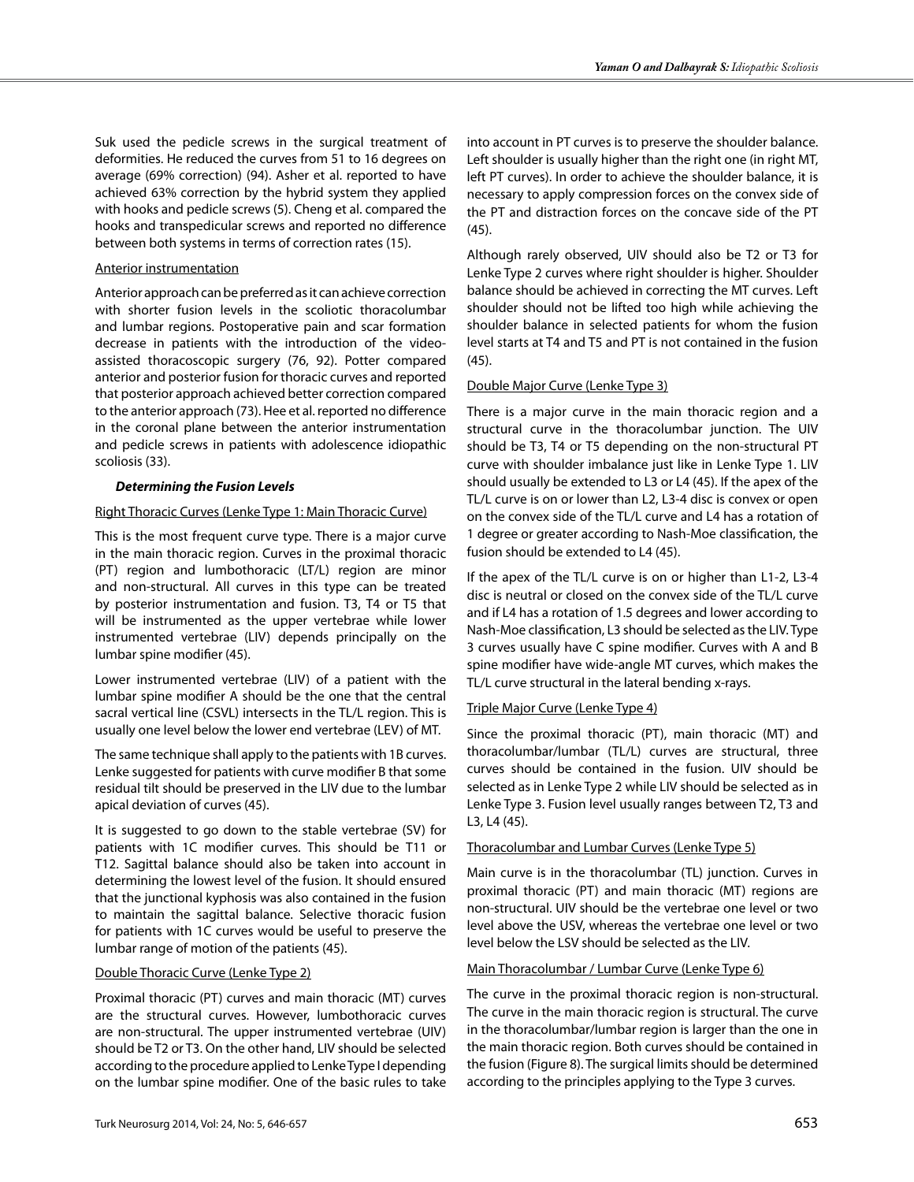Suk used the pedicle screws in the surgical treatment of deformities. He reduced the curves from 51 to 16 degrees on average (69% correction) (94). Asher et al. reported to have achieved 63% correction by the hybrid system they applied with hooks and pedicle screws (5). Cheng et al. compared the hooks and transpedicular screws and reported no difference between both systems in terms of correction rates (15).

Anterior instrumentation

Anterior approach can be preferred as it can achieve correction with shorter fusion levels in the scoliotic thoracolumbar and lumbar regions. Postoperative pain and scar formation decrease in patients with the introduction of the video-assisted thoracoscopic surgery (76, 92). Potter compared anterior and posterior fusion for thoracic curves and reported that posterior approach achieved better correction compared to the anterior approach (73). Hee et al. reported no difference in the coronal plane between the anterior instrumentation and pedicle screws in patients with adolescence idiopathic scoliosis (33).

***Determining the Fusion Levels***

Right Thoracic Curves (Lenke Type 1: Main Thoracic Curve)

This is the most frequent curve type. There is a major curve in the main thoracic region. Curves in the proximal thoracic (PT) region and lumbothoracic (LT/L) region are minor and non-structural. All curves in this type can be treated by posterior instrumentation and fusion. T3, T4 or T5 that will be instrumented as the upper vertebrae while lower instrumented vertebrae (LIV) depends principally on the lumbar spine modifier (45).

Lower instrumented vertebrae (LIV) of a patient with the lumbar spine modifier A should be the one that the central sacral vertical line (CSVL) intersects in the TL/L region. This is usually one level below the lower end vertebrae (LEV) of MT.

The same technique shall apply to the patients with 1B curves. Lenke suggested for patients with curve modifier B that some residual tilt should be preserved in the LIV due to the lumbar apical deviation of curves (45).

It is suggested to go down to the stable vertebrae (SV) for patients with 1C modifier curves. This should be T11 or T12. Sagittal balance should also be taken into account in determining the lowest level of the fusion. It should ensured that the junctional kyphosis was also contained in the fusion to maintain the sagittal balance. Selective thoracic fusion for patients with 1C curves would be useful to preserve the lumbar range of motion of the patients (45).

Double Thoracic Curve (Lenke Type 2)

Proximal thoracic (PT) curves and main thoracic (MT) curves are the structural curves. However, lumbothoracic curves are non-structural. The upper instrumented vertebrae (UIV) should be T2 or T3. On the other hand, LIV should be selected according to the procedure applied to Lenke Type I depending on the lumbar spine modifier. One of the basic rules to take into account in PT curves is to preserve the shoulder balance. Left shoulder is usually higher than the right one (in right MT, left PT curves). In order to achieve the shoulder balance, it is necessary to apply compression forces on the convex side of the PT and distraction forces on the concave side of the PT (45).

Although rarely observed, UIV should also be T2 or T3 for Lenke Type 2 curves where right shoulder is higher. Shoulder balance should be achieved in correcting the MT curves. Left shoulder should not be lifted too high while achieving the shoulder balance in selected patients for whom the fusion level starts at T4 and T5 and PT is not contained in the fusion (45).

Double Major Curve (Lenke Type 3)

There is a major curve in the main thoracic region and a structural curve in the thoracolumbar junction. The UIV should be T3, T4 or T5 depending on the non-structural PT curve with shoulder imbalance just like in Lenke Type 1. LIV should usually be extended to L3 or L4 (45). If the apex of the TL/L curve is on or lower than L2, L3-4 disc is convex or open on the convex side of the TL/L curve and L4 has a rotation of 1 degree or greater according to Nash-Moe classification, the fusion should be extended to L4 (45).

If the apex of the TL/L curve is on or higher than L1-2, L3-4 disc is neutral or closed on the convex side of the TL/L curve and if L4 has a rotation of 1.5 degrees and lower according to Nash-Moe classification, L3 should be selected as the LIV. Type 3 curves usually have C spine modifier. Curves with A and B spine modifier have wide-angle MT curves, which makes the TL/L curve structural in the lateral bending x-rays.

Triple Major Curve (Lenke Type 4)

Since the proximal thoracic (PT), main thoracic (MT) and thoracolumbar/lumbar (TL/L) curves are structural, three curves should be contained in the fusion. UIV should be selected as in Lenke Type 2 while LIV should be selected as in Lenke Type 3. Fusion level usually ranges between T2, T3 and L3, L4 (45).

Thoracolumbar and Lumbar Curves (Lenke Type 5)

Main curve is in the thoracolumbar (TL) junction. Curves in proximal thoracic (PT) and main thoracic (MT) regions are non-structural. UIV should be the vertebrae one level or two level above the USV, whereas the vertebrae one level or two level below the LSV should be selected as the LIV.

Main Thoracolumbar / Lumbar Curve (Lenke Type 6)

The curve in the proximal thoracic region is non-structural. The curve in the main thoracic region is structural. The curve in the thoracolumbar/lumbar region is larger than the one in the main thoracic region. Both curves should be contained in the fusion (Figure 8). The surgical limits should be determined according to the principles applying to the Type 3 curves.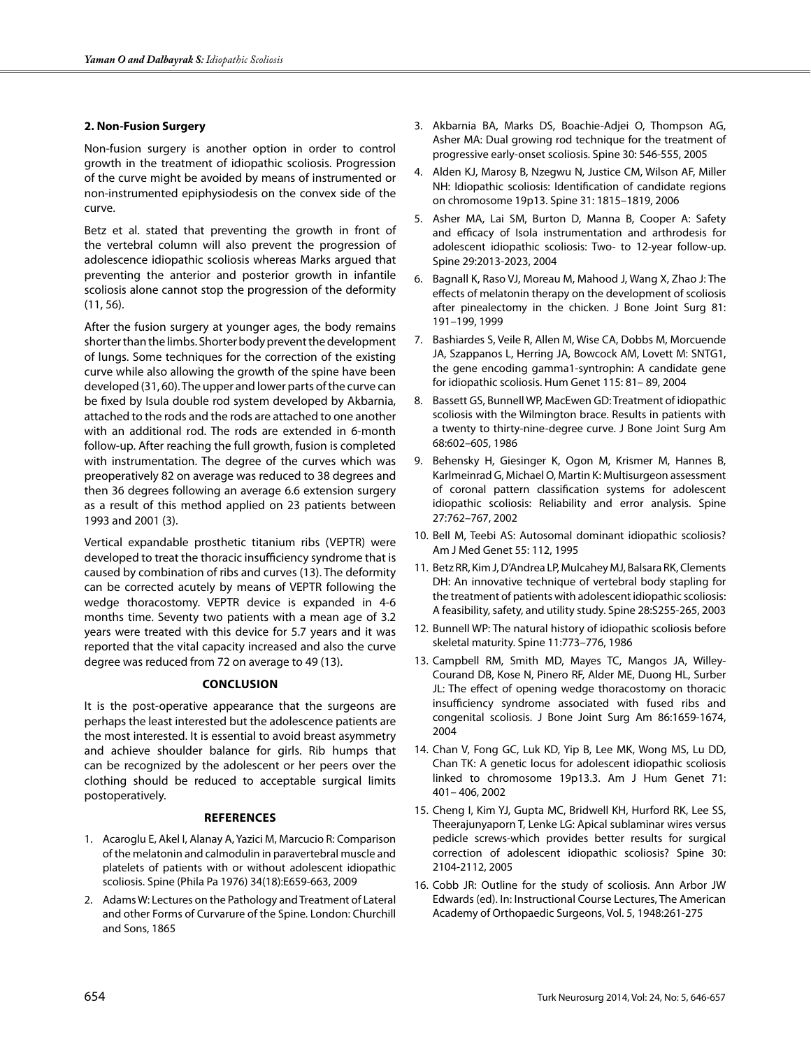### 2. Non-Fusion Surgery

Non-fusion surgery is another option in order to control growth in the treatment of idiopathic scoliosis. Progression of the curve might be avoided by means of instrumented or non-instrumented epiphysiodesis on the convex side of the curve.

Betz et al. stated that preventing the growth in front of the vertebral column will also prevent the progression of adolescence idiopathic scoliosis whereas Marks argued that preventing the anterior and posterior growth in infantile scoliosis alone cannot stop the progression of the deformity (11, 56).

After the fusion surgery at younger ages, the body remains shorter than the limbs. Shorter body prevent the development of lungs. Some techniques for the correction of the existing curve while also allowing the growth of the spine have been developed (31, 60). The upper and lower parts of the curve can be fixed by Isula double rod system developed by Akbarnia, attached to the rods and the rods are attached to one another with an additional rod. The rods are extended in 6-month follow-up. After reaching the full growth, fusion is completed with instrumentation. The degree of the curves which was preoperatively 82 on average was reduced to 38 degrees and then 36 degrees following an average 6.6 extension surgery as a result of this method applied on 23 patients between 1993 and 2001 (3).

Vertical expandable prosthetic titanium ribs (VEPTR) were developed to treat the thoracic insufficiency syndrome that is caused by combination of ribs and curves (13). The deformity can be corrected acutely by means of VEPTR following the wedge thoracostomy. VEPTR device is expanded in 4-6 months time. Seventy two patients with a mean age of 3.2 years were treated with this device for 5.7 years and it was reported that the vital capacity increased and also the curve degree was reduced from 72 on average to 49 (13).

## CONCLUSION

It is the post-operative appearance that the surgeons are perhaps the least interested but the adolescence patients are the most interested. It is essential to avoid breast asymmetry and achieve shoulder balance for girls. Rib humps that can be recognized by the adolescent or her peers over the clothing should be reduced to acceptable surgical limits postoperatively.

## REFERENCES

1. Acaroglu E, Akel I, Alanay A, Yazici M, Marcucio R: Comparison of the melatonin and calmodulin in paravertebral muscle and platelets of patients with or without adolescent idiopathic scoliosis. Spine (Phila Pa 1976) 34(18):E659-663, 2009
2. Adams W: Lectures on the Pathology and Treatment of Lateral and other Forms of Curvarure of the Spine. London: Churchill and Sons, 1865
3. Akbarnia BA, Marks DS, Boachie-Adjei O, Thompson AG, Asher MA: Dual growing rod technique for the treatment of progressive early-onset scoliosis. Spine 30: 546-555, 2005
4. Alden KJ, Marosy B, Nzegwu N, Justice CM, Wilson AF, Miller NH: Idiopathic scoliosis: Identification of candidate regions on chromosome 19p13. Spine 31: 1815–1819, 2006
5. Asher MA, Lai SM, Burton D, Manna B, Cooper A: Safety and efficacy of Isola instrumentation and arthrodesis for adolescent idiopathic scoliosis: Two- to 12-year follow-up. Spine 29:2013-2023, 2004
6. Bagnall K, Raso VJ, Moreau M, Mahood J, Wang X, Zhao J: The effects of melatonin therapy on the development of scoliosis after pinealectomy in the chicken. J Bone Joint Surg 81: 191–199, 1999
7. Bashiardes S, Veile R, Allen M, Wise CA, Dobbs M, Morcuende JA, Szappanos L, Herring JA, Bowcock AM, Lovett M: SNTG1, the gene encoding gamma1-syntrophin: A candidate gene for idiopathic scoliosis. Hum Genet 115: 81– 89, 2004
8. Bassett GS, Bunnell WP, MacEwen GD: Treatment of idiopathic scoliosis with the Wilmington brace. Results in patients with a twenty to thirty-nine-degree curve. J Bone Joint Surg Am 68:602–605, 1986
9. Behensky H, Giesinger K, Ogon M, Krismer M, Hannes B, Karlmeinrad G, Michael O, Martin K: Multisurgeon assessment of coronal pattern classification systems for adolescent idiopathic scoliosis: Reliability and error analysis. Spine 27:762–767, 2002
10. Bell M, Teebi AS: Autosomal dominant idiopathic scoliosis? Am J Med Genet 55: 112, 1995
11. Betz RR, Kim J, D'Andrea LP, Mulcahey MJ, Balsara RK, Clements DH: An innovative technique of vertebral body stapling for the treatment of patients with adolescent idiopathic scoliosis: A feasibility, safety, and utility study. Spine 28:S255-265, 2003
12. Bunnell WP: The natural history of idiopathic scoliosis before skeletal maturity. Spine 11:773–776, 1986
13. Campbell RM, Smith MD, Mayes TC, Mangos JA, Willey-Courand DB, Kose N, Pinero RF, Alder ME, Duong HL, Surber JL: The effect of opening wedge thoracostomy on thoracic insufficiency syndrome associated with fused ribs and congenital scoliosis. J Bone Joint Surg Am 86:1659-1674, 2004
14. Chan V, Fong GC, Luk KD, Yip B, Lee MK, Wong MS, Lu DD, Chan TK: A genetic locus for adolescent idiopathic scoliosis linked to chromosome 19p13.3. Am J Hum Genet 71: 401– 406, 2002
15. Cheng I, Kim YJ, Gupta MC, Bridwell KH, Hurford RK, Lee SS, Theerajunyaporn T, Lenke LG: Apical sublaminar wires versus pedicle screws-which provides better results for surgical correction of adolescent idiopathic scoliosis? Spine 30: 2104-2112, 2005
16. Cobb JR: Outline for the study of scoliosis. Ann Arbor JW Edwards (ed). In: Instructional Course Lectures, The American Academy of Orthopaedic Surgeons, Vol. 5, 1948:261-275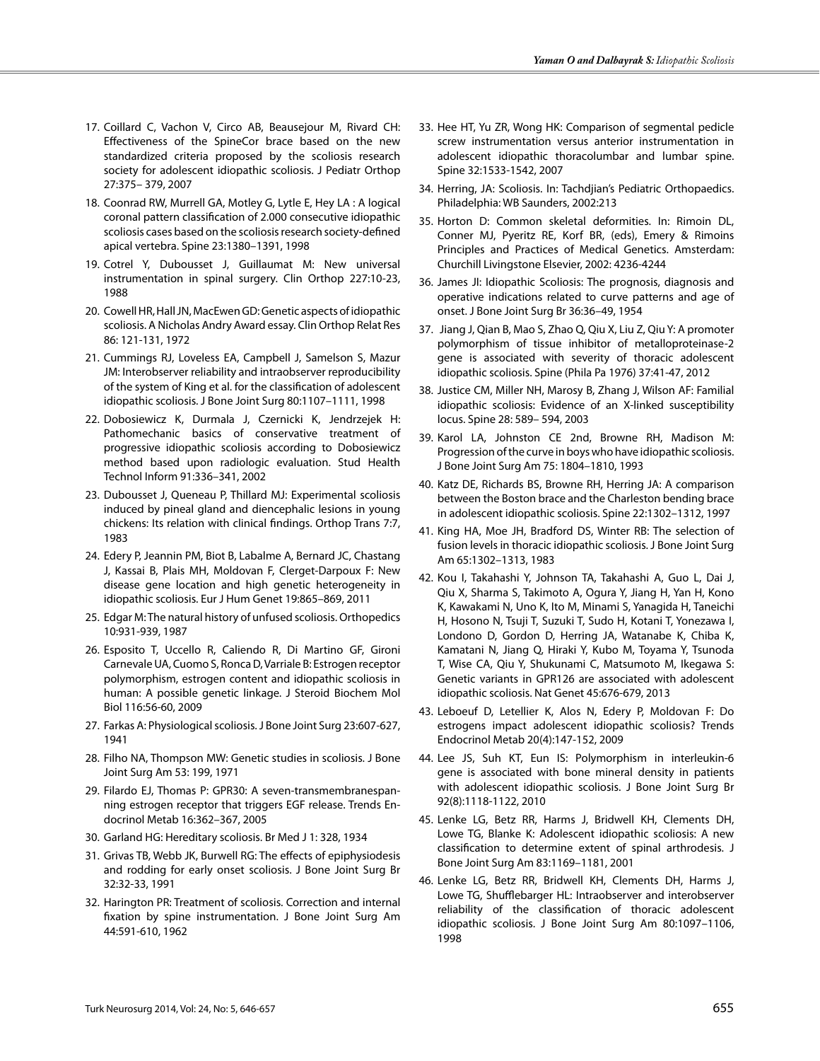17. Coillard C, Vachon V, Circo AB, Beausejour M, Rivard CH: Effectiveness of the SpineCor brace based on the new standardized criteria proposed by the scoliosis research society for adolescent idiopathic scoliosis. J Pediatr Orthop 27:375– 379, 2007

18. Coonrad RW, Murrell GA, Motley G, Lytle E, Hey LA : A logical coronal pattern classification of 2.000 consecutive idiopathic scoliosis cases based on the scoliosis research society-defined apical vertebra. Spine 23:1380–1391, 1998

19. Cotrel Y, Dubousset J, Guillaumat M: New universal instrumentation in spinal surgery. Clin Orthop 227:10-23, 1988

20. Cowell HR, Hall JN, MacEwen GD: Genetic aspects of idiopathic scoliosis. A Nicholas Andry Award essay. Clin Orthop Relat Res 86: 121-131, 1972

21. Cummings RJ, Loveless EA, Campbell J, Samelson S, Mazur JM: Interobserver reliability and intraobserver reproducibility of the system of King et al. for the classification of adolescent idiopathic scoliosis. J Bone Joint Surg 80:1107–1111, 1998

22. Dobosiewicz K, Durmala J, Czernicki K, Jendrzejek H: Pathomechanic basics of conservative treatment of progressive idiopathic scoliosis according to Dobosiewicz method based upon radiologic evaluation. Stud Health Technol Inform 91:336–341, 2002

23. Dubousset J, Queneau P, Thillard MJ: Experimental scoliosis induced by pineal gland and diencephalic lesions in young chickens: Its relation with clinical findings. Orthop Trans 7:7, 1983

24. Edery P, Jeannin PM, Biot B, Labalme A, Bernard JC, Chastang J, Kassai B, Plais MH, Moldovan F, Clerget-Darpoux F: New disease gene location and high genetic heterogeneity in idiopathic scoliosis. Eur J Hum Genet 19:865–869, 2011

25. Edgar M: The natural history of unfused scoliosis. Orthopedics 10:931-939, 1987

26. Esposito T, Uccello R, Caliendo R, Di Martino GF, Gironi Carnevale UA, Cuomo S, Ronca D, Varriale B: Estrogen receptor polymorphism, estrogen content and idiopathic scoliosis in human: A possible genetic linkage. J Steroid Biochem Mol Biol 116:56-60, 2009

27. Farkas A: Physiological scoliosis. J Bone Joint Surg 23:607-627, 1941

28. Filho NA, Thompson MW: Genetic studies in scoliosis. J Bone Joint Surg Am 53: 199, 1971

29. Filardo EJ, Thomas P: GPR30: A seven-transmembranespanning estrogen receptor that triggers EGF release. Trends Endocrinol Metab 16:362–367, 2005

30. Garland HG: Hereditary scoliosis. Br Med J 1: 328, 1934

31. Grivas TB, Webb JK, Burwell RG: The effects of epiphysiodesis and rodding for early onset scoliosis. J Bone Joint Surg Br 32:32-33, 1991

32. Harington PR: Treatment of scoliosis. Correction and internal fixation by spine instrumentation. J Bone Joint Surg Am 44:591-610, 1962

33. Hee HT, Yu ZR, Wong HK: Comparison of segmental pedicle screw instrumentation versus anterior instrumentation in adolescent idiopathic thoracolumbar and lumbar spine. Spine 32:1533-1542, 2007

34. Herring, JA: Scoliosis. In: Tachdjian's Pediatric Orthopaedics. Philadelphia: WB Saunders, 2002:213

35. Horton D: Common skeletal deformities. In: Rimoin DL, Conner MJ, Pyeritz RE, Korf BR, (eds), Emery & Rimoins Principles and Practices of Medical Genetics. Amsterdam: Churchill Livingstone Elsevier, 2002: 4236-4244

36. James JI: Idiopathic Scoliosis: The prognosis, diagnosis and operative indications related to curve patterns and age of onset. J Bone Joint Surg Br 36:36–49, 1954

37. Jiang J, Qian B, Mao S, Zhao Q, Qiu X, Liu Z, Qiu Y: A promoter polymorphism of tissue inhibitor of metalloproteinase-2 gene is associated with severity of thoracic adolescent idiopathic scoliosis. Spine (Phila Pa 1976) 37:41-47, 2012

38. Justice CM, Miller NH, Marosy B, Zhang J, Wilson AF: Familial idiopathic scoliosis: Evidence of an X-linked susceptibility locus. Spine 28: 589– 594, 2003

39. Karol LA, Johnston CE 2nd, Browne RH, Madison M: Progression of the curve in boys who have idiopathic scoliosis. J Bone Joint Surg Am 75: 1804–1810, 1993

40. Katz DE, Richards BS, Browne RH, Herring JA: A comparison between the Boston brace and the Charleston bending brace in adolescent idiopathic scoliosis. Spine 22:1302–1312, 1997

41. King HA, Moe JH, Bradford DS, Winter RB: The selection of fusion levels in thoracic idiopathic scoliosis. J Bone Joint Surg Am 65:1302–1313, 1983

42. Kou I, Takahashi Y, Johnson TA, Takahashi A, Guo L, Dai J, Qiu X, Sharma S, Takimoto A, Ogura Y, Jiang H, Yan H, Kono K, Kawakami N, Uno K, Ito M, Minami S, Yanagida H, Taneichi H, Hosono N, Tsuji T, Suzuki T, Sudo H, Kotani T, Yonezawa I, Londono D, Gordon D, Herring JA, Watanabe K, Chiba K, Kamatani N, Jiang Q, Hiraki Y, Kubo M, Toyama Y, Tsunoda T, Wise CA, Qiu Y, Shukunami C, Matsumoto M, Ikegawa S: Genetic variants in GPR126 are associated with adolescent idiopathic scoliosis. Nat Genet 45:676-679, 2013

43. Leboeuf D, Letellier K, Alos N, Edery P, Moldovan F: Do estrogens impact adolescent idiopathic scoliosis? Trends Endocrinol Metab 20(4):147-152, 2009

44. Lee JS, Suh KT, Eun IS: Polymorphism in interleukin-6 gene is associated with bone mineral density in patients with adolescent idiopathic scoliosis. J Bone Joint Surg Br 92(8):1118-1122, 2010

45. Lenke LG, Betz RR, Harms J, Bridwell KH, Clements DH, Lowe TG, Blanke K: Adolescent idiopathic scoliosis: A new classification to determine extent of spinal arthrodesis. J Bone Joint Surg Am 83:1169–1181, 2001

46. Lenke LG, Betz RR, Bridwell KH, Clements DH, Harms J, Lowe TG, Shufflebarger HL: Intraobserver and interobserver reliability of the classification of thoracic adolescent idiopathic scoliosis. J Bone Joint Surg Am 80:1097–1106, 1998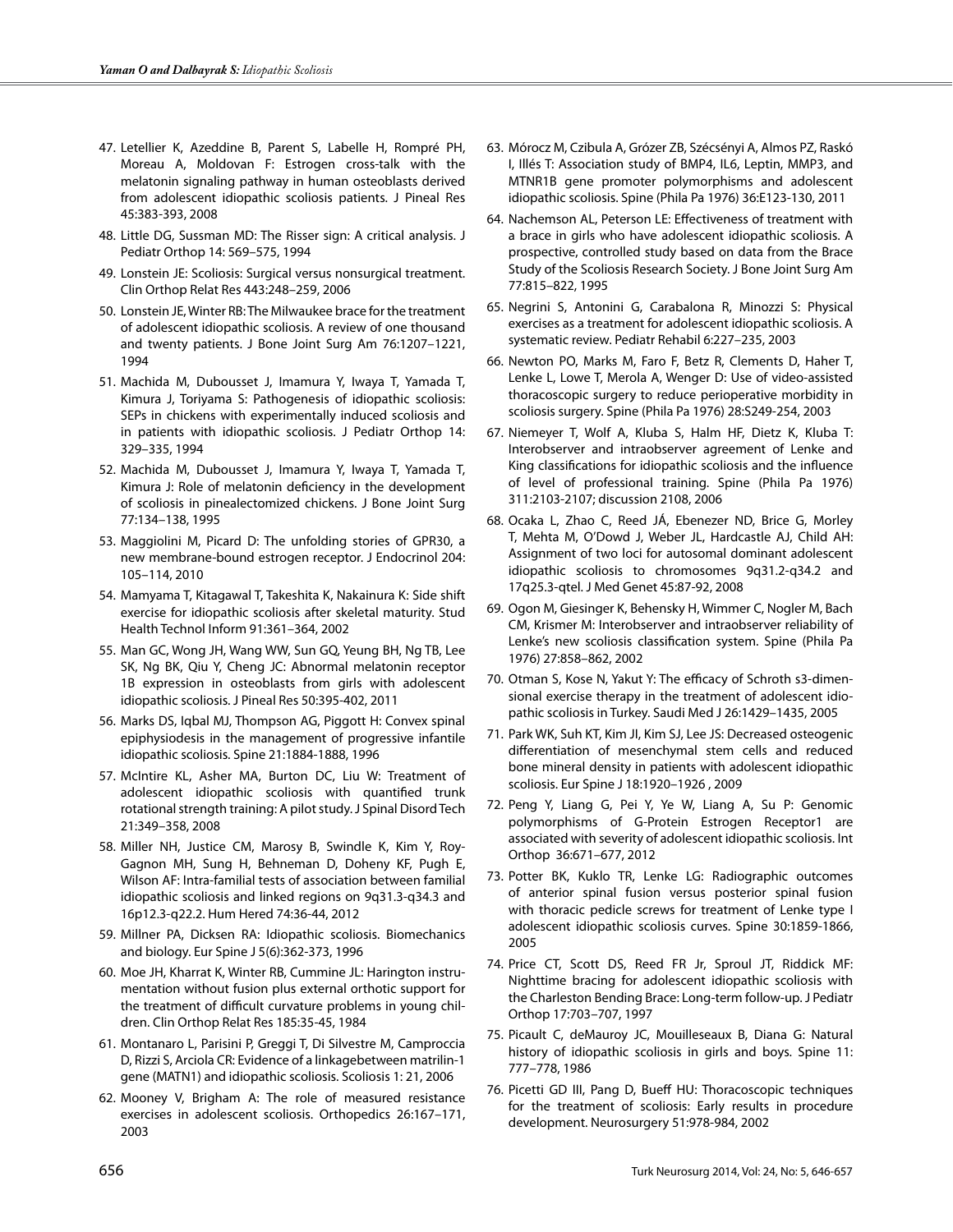47. Letellier K, Azeddine B, Parent S, Labelle H, Rompré PH, Moreau A, Moldovan F: Estrogen cross-talk with the melatonin signaling pathway in human osteoblasts derived from adolescent idiopathic scoliosis patients. J Pineal Res 45:383-393, 2008

48. Little DG, Sussman MD: The Risser sign: A critical analysis. J Pediatr Orthop 14: 569–575, 1994

49. Lonstein JE: Scoliosis: Surgical versus nonsurgical treatment. Clin Orthop Relat Res 443:248–259, 2006

50. Lonstein JE, Winter RB: The Milwaukee brace for the treatment of adolescent idiopathic scoliosis. A review of one thousand and twenty patients. J Bone Joint Surg Am 76:1207–1221, 1994

51. Machida M, Dubousset J, Imamura Y, Iwaya T, Yamada T, Kimura J, Toriyama S: Pathogenesis of idiopathic scoliosis: SEPs in chickens with experimentally induced scoliosis and in patients with idiopathic scoliosis. J Pediatr Orthop 14: 329–335, 1994

52. Machida M, Dubousset J, Imamura Y, Iwaya T, Yamada T, Kimura J: Role of melatonin deficiency in the development of scoliosis in pinealectomized chickens. J Bone Joint Surg 77:134–138, 1995

53. Maggiolini M, Picard D: The unfolding stories of GPR30, a new membrane-bound estrogen receptor. J Endocrinol 204: 105–114, 2010

54. Mamyama T, Kitagawal T, Takeshita K, Nakainura K: Side shift exercise for idiopathic scoliosis after skeletal maturity. Stud Health Technol Inform 91:361–364, 2002

55. Man GC, Wong JH, Wang WW, Sun GQ, Yeung BH, Ng TB, Lee SK, Ng BK, Qiu Y, Cheng JC: Abnormal melatonin receptor 1B expression in osteoblasts from girls with adolescent idiopathic scoliosis. J Pineal Res 50:395-402, 2011

56. Marks DS, Iqbal MJ, Thompson AG, Piggott H: Convex spinal epiphysiodesis in the management of progressive infantile idiopathic scoliosis. Spine 21:1884-1888, 1996

57. McIntire KL, Asher MA, Burton DC, Liu W: Treatment of adolescent idiopathic scoliosis with quantified trunk rotational strength training: A pilot study. J Spinal Disord Tech 21:349–358, 2008

58. Miller NH, Justice CM, Marosy B, Swindle K, Kim Y, Roy-Gagnon MH, Sung H, Behneman D, Doheny KF, Pugh E, Wilson AF: Intra-familial tests of association between familial idiopathic scoliosis and linked regions on 9q31.3-q34.3 and 16p12.3-q22.2. Hum Hered 74:36-44, 2012

59. Millner PA, Dicksen RA: Idiopathic scoliosis. Biomechanics and biology. Eur Spine J 5(6):362-373, 1996

60. Moe JH, Kharrat K, Winter RB, Cummine JL: Harington instrumentation without fusion plus external orthotic support for the treatment of difficult curvature problems in young children. Clin Orthop Relat Res 185:35-45, 1984

61. Montanaro L, Parisini P, Greggi T, Di Silvestre M, Campoccia D, Rizzi S, Arciola CR: Evidence of a linkagebetween matrilin-1 gene (MATN1) and idiopathic scoliosis. Scoliosis 1: 21, 2006

62. Mooney V, Brigham A: The role of measured resistance exercises in adolescent scoliosis. Orthopedics 26:167–171, 2003

63. Mórocz M, Czibula A, Grózer ZB, Szécsényi A, Almos PZ, Raskó I, Illés T: Association study of BMP4, IL6, Leptin, MMP3, and MTNR1B gene promoter polymorphisms and adolescent idiopathic scoliosis. Spine (Phila Pa 1976) 36:E123-130, 2011

64. Nachemson AL, Peterson LE: Effectiveness of treatment with a brace in girls who have adolescent idiopathic scoliosis. A prospective, controlled study based on data from the Brace Study of the Scoliosis Research Society. J Bone Joint Surg Am 77:815–822, 1995

65. Negrini S, Antonini G, Carabalona R, Minozzi S: Physical exercises as a treatment for adolescent idiopathic scoliosis. A systematic review. Pediatr Rehabil 6:227–235, 2003

66. Newton PO, Marks M, Faro F, Betz R, Clements D, Haher T, Lenke L, Lowe T, Merola A, Wenger D: Use of video-assisted thoracoscopic surgery to reduce perioperative morbidity in scoliosis surgery. Spine (Phila Pa 1976) 28:S249-254, 2003

67. Niemeyer T, Wolf A, Kluba S, Halm HF, Dietz K, Kluba T: Interobserver and intraobserver agreement of Lenke and King classifications for idiopathic scoliosis and the influence of level of professional training. Spine (Phila Pa 1976) 311:2103-2107; discussion 2108, 2006

68. Ocaka L, Zhao C, Reed JÁ, Ebenezer ND, Brice G, Morley T, Mehta M, O'Dowd J, Weber JL, Hardcastle AJ, Child AH: Assignment of two loci for autosomal dominant adolescent idiopathic scoliosis to chromosomes 9q31.2-q34.2 and 17q25.3-qtel. J Med Genet 45:87-92, 2008

69. Ogon M, Giesinger K, Behensky H, Wimmer C, Nogler M, Bach CM, Krismer M: Interobserver and intraobserver reliability of Lenke's new scoliosis classification system. Spine (Phila Pa 1976) 27:858–862, 2002

70. Otman S, Kose N, Yakut Y: The efficacy of Schroth s3-dimensional exercise therapy in the treatment of adolescent idiopathic scoliosis in Turkey. Saudi Med J 26:1429–1435, 2005

71. Park WK, Suh KT, Kim JI, Kim SJ, Lee JS: Decreased osteogenic differentiation of mesenchymal stem cells and reduced bone mineral density in patients with adolescent idiopathic scoliosis. Eur Spine J 18:1920–1926 , 2009

72. Peng Y, Liang G, Pei Y, Ye W, Liang A, Su P: Genomic polymorphisms of G-Protein Estrogen Receptor1 are associated with severity of adolescent idiopathic scoliosis. Int Orthop 36:671–677, 2012

73. Potter BK, Kuklo TR, Lenke LG: Radiographic outcomes of anterior spinal fusion versus posterior spinal fusion with thoracic pedicle screws for treatment of Lenke type I adolescent idiopathic scoliosis curves. Spine 30:1859-1866, 2005

74. Price CT, Scott DS, Reed FR Jr, Sproul JT, Riddick MF: Nighttime bracing for adolescent idiopathic scoliosis with the Charleston Bending Brace: Long-term follow-up. J Pediatr Orthop 17:703–707, 1997

75. Picault C, deMauroy JC, Mouilleseaux B, Diana G: Natural history of idiopathic scoliosis in girls and boys. Spine 11: 777–778, 1986

76. Picetti GD III, Pang D, Bueff HU: Thoracoscopic techniques for the treatment of scoliosis: Early results in procedure development. Neurosurgery 51:978-984, 2002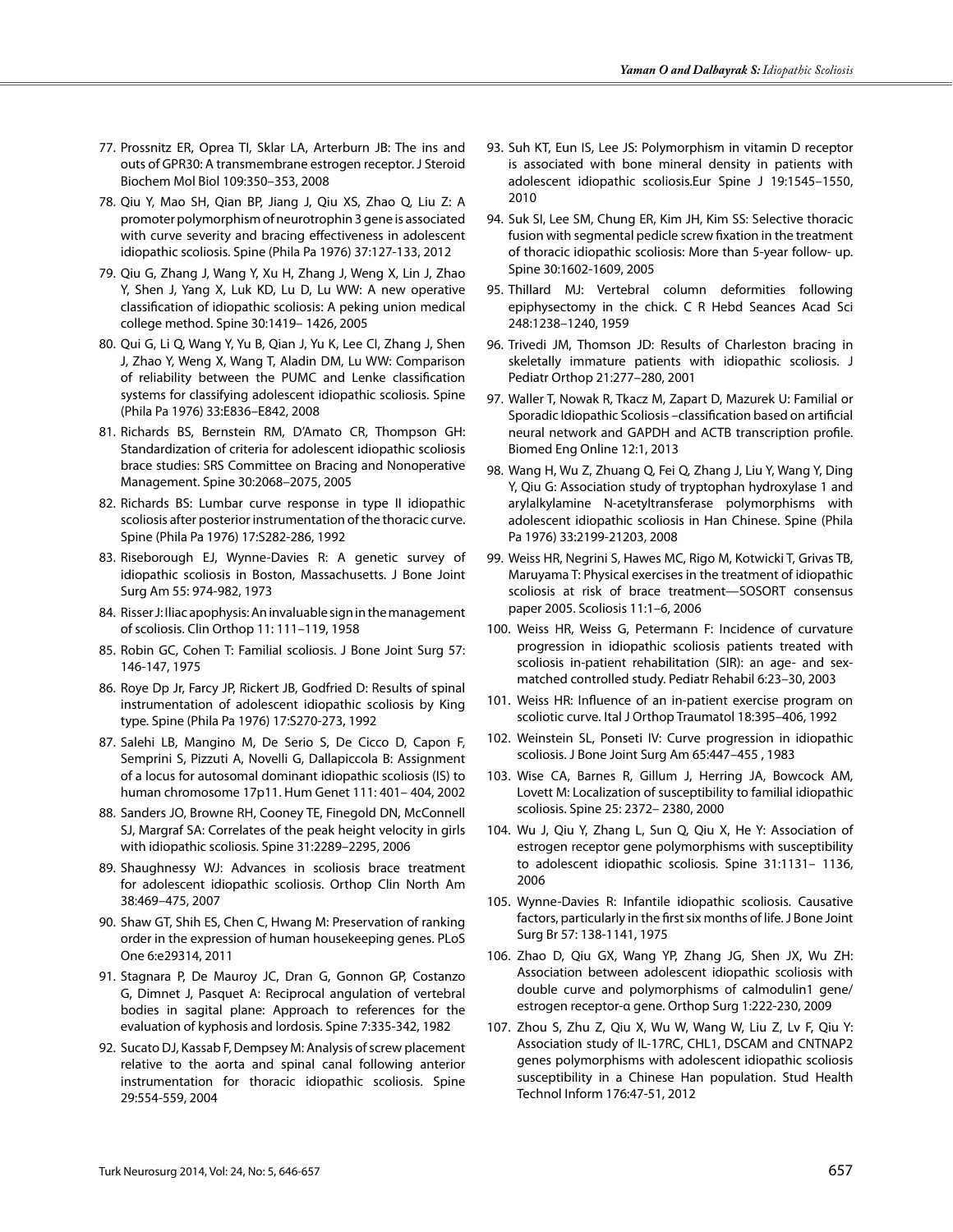77. Prossnitz ER, Oprea TI, Sklar LA, Arterburn JB: The ins and outs of GPR30: A transmembrane estrogen receptor. J Steroid Biochem Mol Biol 109:350–353, 2008

78. Qiu Y, Mao SH, Qian BP, Jiang J, Qiu XS, Zhao Q, Liu Z: A promoter polymorphism of neurotrophin 3 gene is associated with curve severity and bracing effectiveness in adolescent idiopathic scoliosis. Spine (Phila Pa 1976) 37:127-133, 2012

79. Qiu G, Zhang J, Wang Y, Xu H, Zhang J, Weng X, Lin J, Zhao Y, Shen J, Yang X, Luk KD, Lu D, Lu WW: A new operative classification of idiopathic scoliosis: A peking union medical college method. Spine 30:1419– 1426, 2005

80. Qui G, Li Q, Wang Y, Yu B, Qian J, Yu K, Lee CI, Zhang J, Shen J, Zhao Y, Weng X, Wang T, Aladin DM, Lu WW: Comparison of reliability between the PUMC and Lenke classification systems for classifying adolescent idiopathic scoliosis. Spine (Phila Pa 1976) 33:E836–E842, 2008

81. Richards BS, Bernstein RM, D'Amato CR, Thompson GH: Standardization of criteria for adolescent idiopathic scoliosis brace studies: SRS Committee on Bracing and Nonoperative Management. Spine 30:2068–2075, 2005

82. Richards BS: Lumbar curve response in type II idiopathic scoliosis after posterior instrumentation of the thoracic curve. Spine (Phila Pa 1976) 17:S282-286, 1992

83. Riseborough EJ, Wynne-Davies R: A genetic survey of idiopathic scoliosis in Boston, Massachusetts. J Bone Joint Surg Am 55: 974-982, 1973

84. Risser J: Iliac apophysis: An invaluable sign in the management of scoliosis. Clin Orthop 11: 111–119, 1958

85. Robin GC, Cohen T: Familial scoliosis. J Bone Joint Surg 57: 146-147, 1975

86. Roye Dp Jr, Farcy JP, Rickert JB, Godfried D: Results of spinal instrumentation of adolescent idiopathic scoliosis by King type. Spine (Phila Pa 1976) 17:S270-273, 1992

87. Salehi LB, Mangino M, De Serio S, De Cicco D, Capon F, Semprini S, Pizzuti A, Novelli G, Dallapiccola B: Assignment of a locus for autosomal dominant idiopathic scoliosis (IS) to human chromosome 17p11. Hum Genet 111: 401– 404, 2002

88. Sanders JO, Browne RH, Cooney TE, Finegold DN, McConnell SJ, Margraf SA: Correlates of the peak height velocity in girls with idiopathic scoliosis. Spine 31:2289–2295, 2006

89. Shaughnessy WJ: Advances in scoliosis brace treatment for adolescent idiopathic scoliosis. Orthop Clin North Am 38:469–475, 2007

90. Shaw GT, Shih ES, Chen C, Hwang M: Preservation of ranking order in the expression of human housekeeping genes. PLoS One 6:e29314, 2011

91. Stagnara P, De Mauroy JC, Dran G, Gonnon GP, Costanzo G, Dimnet J, Pasquet A: Reciprocal angulation of vertebral bodies in sagittal plane: Approach to references for the evaluation of kyphosis and lordosis. Spine 7:335-342, 1982

92. Sucato DJ, Kassab F, Dempsey M: Analysis of screw placement relative to the aorta and spinal canal following anterior instrumentation for thoracic idiopathic scoliosis. Spine 29:554-559, 2004

93. Suh KT, Eun IS, Lee JS: Polymorphism in vitamin D receptor is associated with bone mineral density in patients with adolescent idiopathic scoliosis.Eur Spine J 19:1545–1550, 2010

94. Suk SI, Lee SM, Chung ER, Kim JH, Kim SS: Selective thoracic fusion with segmental pedicle screw fixation in the treatment of thoracic idiopathic scoliosis: More than 5-year follow- up. Spine 30:1602-1609, 2005

95. Thillard MJ: Vertebral column deformities following epiphysectomy in the chick. C R Hebd Seances Acad Sci 248:1238–1240, 1959

96. Trivedi JM, Thomson JD: Results of Charleston bracing in skeletally immature patients with idiopathic scoliosis. J Pediatr Orthop 21:277–280, 2001

97. Waller T, Nowak R, Tkacz M, Zapart D, Mazurek U: Familial or Sporadic Idiopathic Scoliosis –classification based on artificial neural network and GAPDH and ACTB transcription profile. Biomed Eng Online 12:1, 2013

98. Wang H, Wu Z, Zhuang Q, Fei Q, Zhang J, Liu Y, Wang Y, Ding Y, Qiu G: Association study of tryptophan hydroxylase 1 and arylalkylamine N-acetyltransferase polymorphisms with adolescent idiopathic scoliosis in Han Chinese. Spine (Phila Pa 1976) 33:2199-21203, 2008

99. Weiss HR, Negrini S, Hawes MC, Rigo M, Kotwicki T, Grivas TB, Maruyama T: Physical exercises in the treatment of idiopathic scoliosis at risk of brace treatment—SOSORT consensus paper 2005. Scoliosis 11:1–6, 2006

100. Weiss HR, Weiss G, Petermann F: Incidence of curvature progression in idiopathic scoliosis patients treated with scoliosis in-patient rehabilitation (SIR): an age- and sex-matched controlled study. Pediatr Rehabil 6:23–30, 2003

101. Weiss HR: Influence of an in-patient exercise program on scoliotic curve. Ital J Orthop Traumatol 18:395–406, 1992

102. Weinstein SL, Ponseti IV: Curve progression in idiopathic scoliosis. J Bone Joint Surg Am 65:447–455 , 1983

103. Wise CA, Barnes R, Gillum J, Herring JA, Bowcock AM, Lovett M: Localization of susceptibility to familial idiopathic scoliosis. Spine 25: 2372– 2380, 2000

104. Wu J, Qiu Y, Zhang L, Sun Q, Qiu X, He Y: Association of estrogen receptor gene polymorphisms with susceptibility to adolescent idiopathic scoliosis. Spine 31:1131– 1136, 2006

105. Wynne-Davies R: Infantile idiopathic scoliosis. Causative factors, particularly in the first six months of life. J Bone Joint Surg Br 57: 138-1141, 1975

106. Zhao D, Qiu GX, Wang YP, Zhang JG, Shen JX, Wu ZH: Association between adolescent idiopathic scoliosis with double curve and polymorphisms of calmodulin1 gene/ estrogen receptor-α gene. Orthop Surg 1:222-230, 2009

107. Zhou S, Zhu Z, Qiu X, Wu W, Wang W, Liu Z, Lv F, Qiu Y: Association study of IL-17RC, CHL1, DSCAM and CNTNAP2 genes polymorphisms with adolescent idiopathic scoliosis susceptibility in a Chinese Han population. Stud Health Technol Inform 176:47-51, 2012